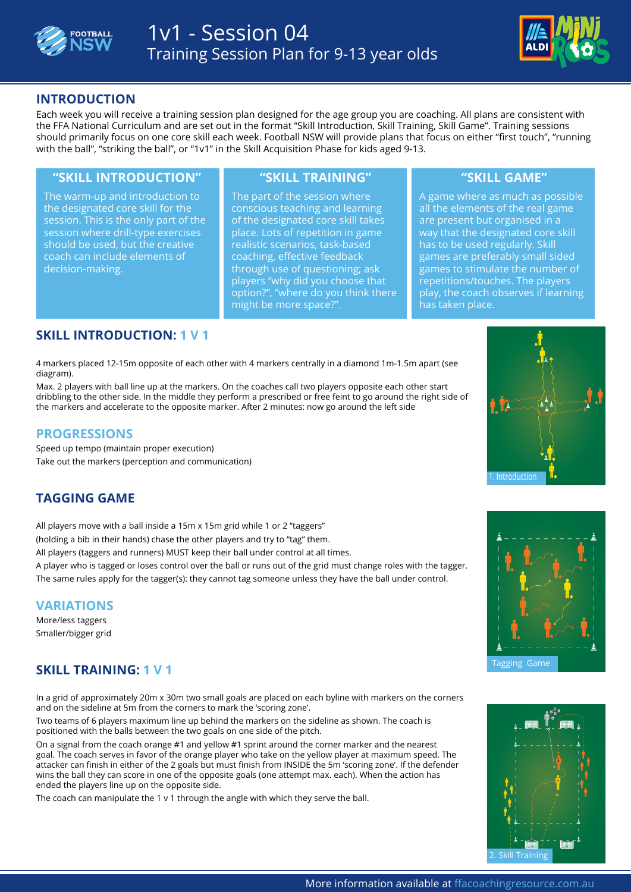# 1v1 - Session 04

## Training Session Plan for 9-13 year olds

## INTRODUCTION

Each week you will receive a training session plan designed for the age group you are coaching. All plans are consistent with the FFA National Curriculum and are set out in the format "Skill Introduction, Skill Training, Skill Game". Training sessions should primarily focus on one core skill each week. Football NSW will provide plans that focus on either "first touch", "running with the ball", "striking the ball", or "1v1" in the Skill Acquisition Phase for kids aged 9-13.

### "SKILL INTRODUCTION"

The warm-up and introduction to the designated core skill for the session. This is the only part of the session where drill-type exercises should be used, but the creative coach can include elements of decision-making.

### "SKILL TRAINING"

The part of the session where conscious teaching and learning of the designated core skill takes place. Lots of repetition in game realistic scenarios, task-based coaching, effective feedback through use of questioning; ask players "why did you choose that option?", "where do you think there might be more space?".

### "SKILL GAME"

A game where as much as possible all the elements of the real game are present but organised in a way that the designated core skill has to be used regularly. Skill games are preferably small sided games to stimulate the number of repetitions/touches. The players play, the coach observes if learning has taken place.

## SKILL INTRODUCTION: 1 V 1

4 markers placed 12-15m opposite of each other with 4 markers centrally in a diamond 1m-1.5m apart (see diagram).

Max. 2 players with ball line up at the markers. On the coaches call two players opposite each other start dribbling to the other side. In the middle they perform a prescribed or free feint to go around the right side of the markers and accelerate to the opposite marker. After 2 minutes: now go around the left side

1. Introduction

### PROGRESSIONS

Speed up tempo (maintain proper execution)

Take out the markers (perception and communication)

## TAGGING GAME

All players move with a ball inside a 15m x 15m grid while 1 or 2 "taggers"

(holding a bib in their hands) chase the other players and try to "tag" them.

All players (taggers and runners) MUST keep their ball under control at all times.

A player who is tagged or loses control over the ball or runs out of the grid must change roles with the tagger.

The same rules apply for the tagger(s): they cannot tag someone unless they have the ball under control.

Tagging Game

### VARIATIONS

More/less taggers

Smaller/bigger grid

## SKILL TRAINING: 1 V 1

In a grid of approximately 20m x 30m two small goals are placed on each byline with markers on the corners and on the sideline at 5m from the corners to mark the 'scoring zone'.

Two teams of 6 players maximum line up behind the markers on the sideline as shown. The coach is positioned with the balls between the two goals on one side of the pitch.

On a signal from the coach orange #1 and yellow #1 sprint around the corner marker and the nearest goal. The coach serves in favor of the orange player who take on the yellow player at maximum speed. The attacker can finish in either of the 2 goals but must finish from INSIDE the 5m 'scoring zone'. If the defender wins the ball they can score in one of the opposite goals (one attempt max. each). When the action has ended the players line up on the opposite side.

The coach can manipulate the 1 v 1 through the angle with which they serve the ball.

2. Skill Training

More information available at ffacoachingresource.com.au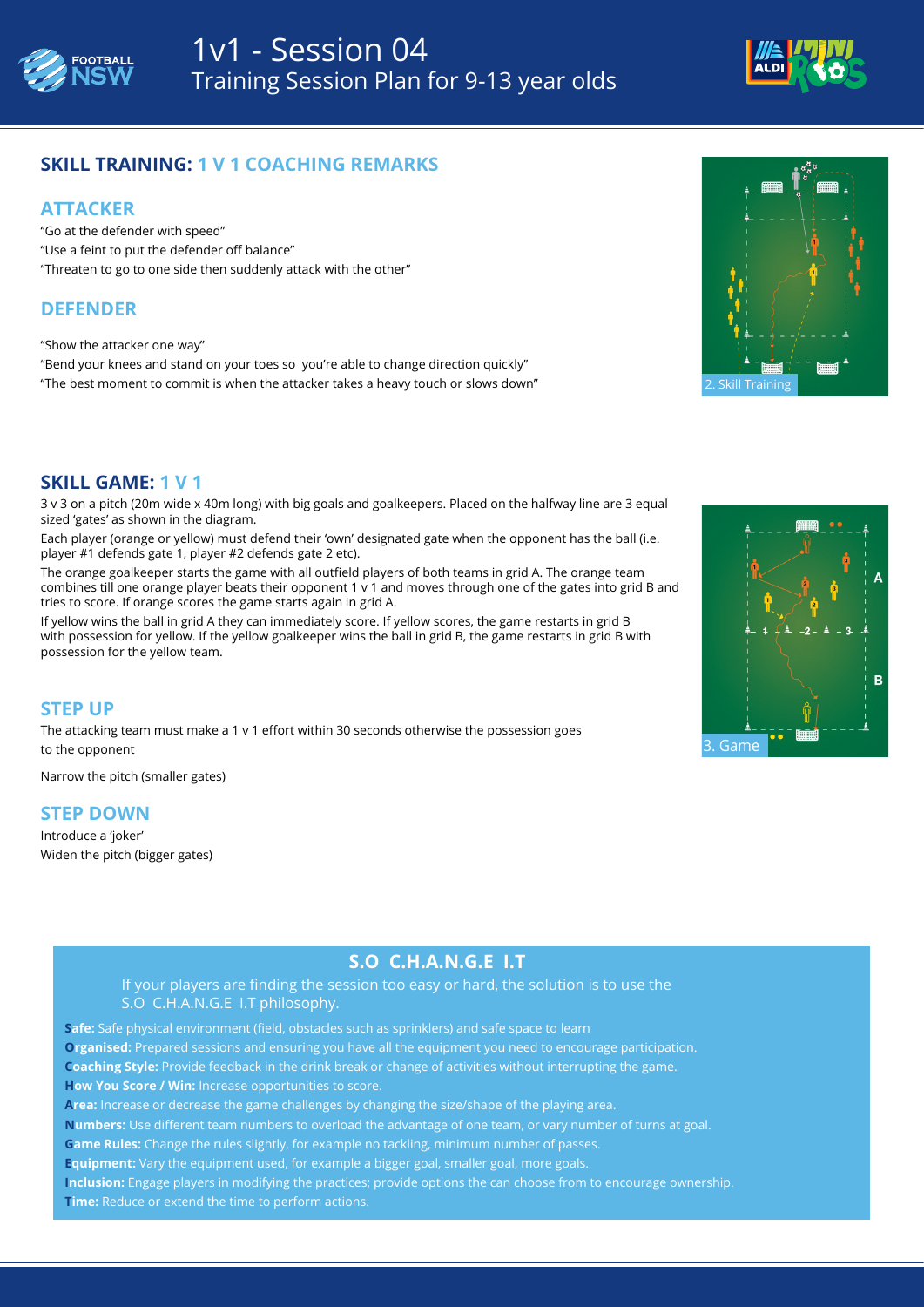# 1v1 - Session 04
Training Session Plan for 9-13 year olds

## SKILL TRAINING: 1 V 1 COACHING REMARKS

### ATTACKER

"Go at the defender with speed"
"Use a feint to put the defender off balance"
"Threaten to go to one side then suddenly attack with the other"

### DEFENDER

"Show the attacker one way"
"Bend your knees and stand on your toes so you're able to change direction quickly"
"The best moment to commit is when the attacker takes a heavy touch or slows down"

2. Skill Training

## SKILL GAME: 1 V 1

3 v 3 on a pitch (20m wide x 40m long) with big goals and goalkeepers. Placed on the halfway line are 3 equal sized 'gates' as shown in the diagram.

Each player (orange or yellow) must defend their 'own' designated gate when the opponent has the ball (i.e. player #1 defends gate 1, player #2 defends gate 2 etc).

The orange goalkeeper starts the game with all outfield players of both teams in grid A. The orange team combines till one orange player beats their opponent 1 v 1 and moves through one of the gates into grid B and tries to score. If orange scores the game starts again in grid A.

If yellow wins the ball in grid A they can immediately score. If yellow scores, the game restarts in grid B with possession for yellow. If the yellow goalkeeper wins the ball in grid B, the game restarts in grid B with possession for the yellow team.

3. Game

### STEP UP

The attacking team must make a 1 v 1 effort within 30 seconds otherwise the possession goes to the opponent

Narrow the pitch (smaller gates)

### STEP DOWN

Introduce a 'joker'
Widen the pitch (bigger gates)

## S.O C.H.A.N.G.E I.T

If your players are finding the session too easy or hard, the solution is to use the S.O C.H.A.N.G.E I.T philosophy.

**Safe:** Safe physical environment (field, obstacles such as sprinklers) and safe space to learn
**Organised:** Prepared sessions and ensuring you have all the equipment you need to encourage participation.
**Coaching Style:** Provide feedback in the drink break or change of activities without interrupting the game.
**How You Score / Win:** Increase opportunities to score.
**Area:** Increase or decrease the game challenges by changing the size/shape of the playing area.
**Numbers:** Use different team numbers to overload the advantage of one team, or vary number of turns at goal.
**Game Rules:** Change the rules slightly, for example no tackling, minimum number of passes.
**Equipment:** Vary the equipment used, for example a bigger goal, smaller goal, more goals.
**Inclusion:** Engage players in modifying the practices; provide options the can choose from to encourage ownership.
**Time:** Reduce or extend the time to perform actions.